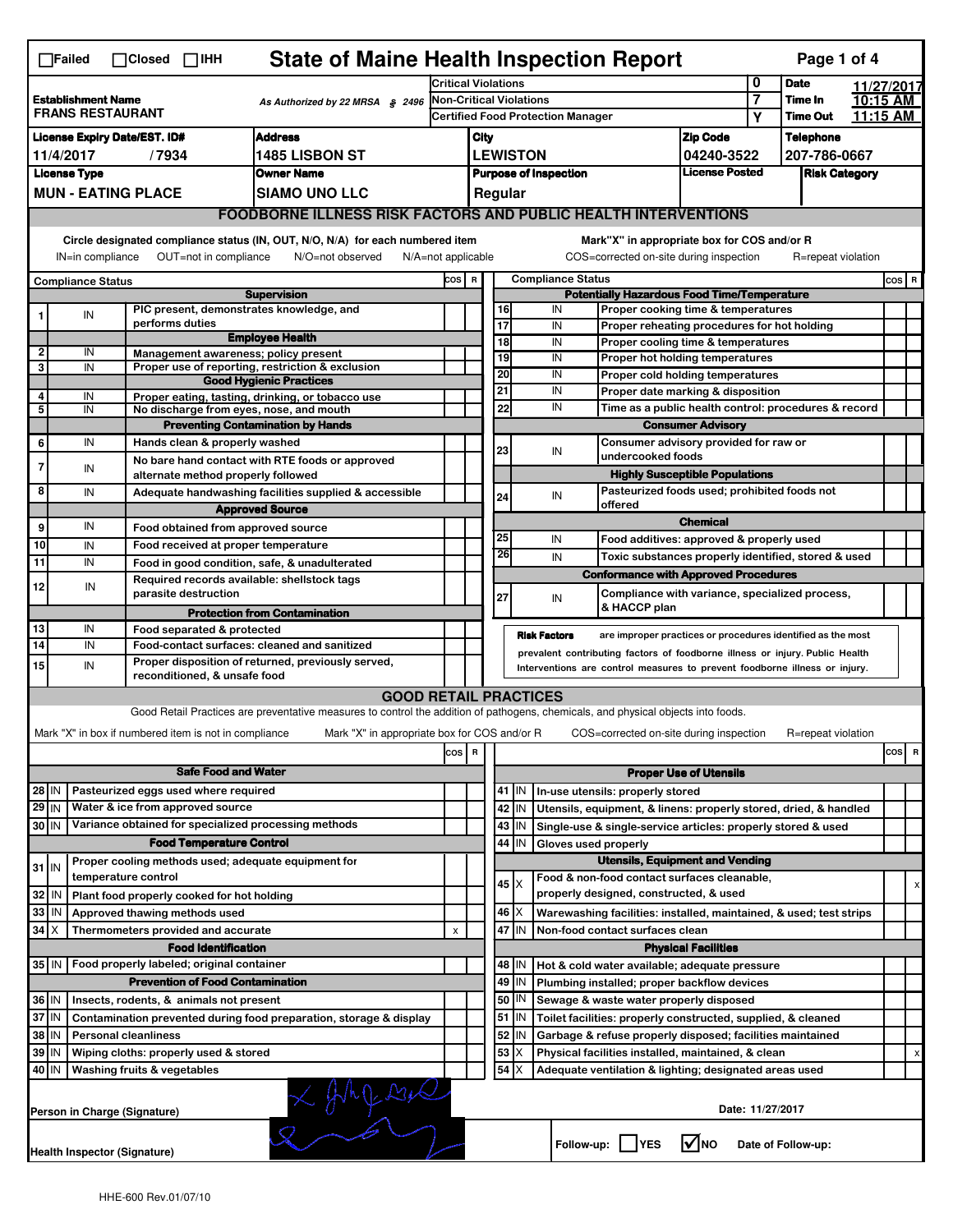☐Failed ☐Closed ☐IHH

# State of Maine Health Inspection Report

| | | | |
|---|---|---|---|
| **Establishment Name** FRANS RESTAURANT | As Authorized by 22 MRSA § 2496 | Critical Violations | 0 |
| | | Non-Critical Violations | 7 |
| | | Certified Food Protection Manager | Y |

| Date | Time In | Time Out |
|---|---|---|
| 11/27/2017 | 10:15 AM | 11:15 AM |

| License Expiry Date/EST. ID# | Address | City | Zip Code | Telephone |
|---|---|---|---|---|
| 11/4/2017 / 7934 | 1485 LISBON ST | LEWISTON | 04240-3522 | 207-786-0667 |

| License Type | Owner Name | Purpose of Inspection | License Posted | Risk Category |
|---|---|---|---|---|
| MUN - EATING PLACE | SIAMO UNO LLC | Regular | | |

## FOODBORNE ILLNESS RISK FACTORS AND PUBLIC HEALTH INTERVENTIONS

Circle designated compliance status (IN, OUT, N/O, N/A) for each numbered item
IN=in compliance OUT=not in compliance N/O=not observed N/A=not applicable

Mark"X" in appropriate box for COS and/or R
COS=corrected on-site during inspection R=repeat violation

| # | Compliance Status | Item | COS | R |
|---|---|---|---|---|
| | | **Supervision** | | |
| 1 | IN | PIC present, demonstrates knowledge, and performs duties | | |
| | | **Employee Health** | | |
| 2 | IN | Management awareness; policy present | | |
| 3 | IN | Proper use of reporting, restriction & exclusion | | |
| | | **Good Hygienic Practices** | | |
| 4 | IN | Proper eating, tasting, drinking, or tobacco use | | |
| 5 | IN | No discharge from eyes, nose, and mouth | | |
| | | **Preventing Contamination by Hands** | | |
| 6 | IN | Hands clean & properly washed | | |
| 7 | IN | No bare hand contact with RTE foods or approved alternate method properly followed | | |
| 8 | IN | Adequate handwashing facilities supplied & accessible | | |
| | | **Approved Source** | | |
| 9 | IN | Food obtained from approved source | | |
| 10 | IN | Food received at proper temperature | | |
| 11 | IN | Food in good condition, safe, & unadulterated | | |
| 12 | IN | Required records available: shellstock tags parasite destruction | | |
| | | **Protection from Contamination** | | |
| 13 | IN | Food separated & protected | | |
| 14 | IN | Food-contact surfaces: cleaned and sanitized | | |
| 15 | IN | Proper disposition of returned, previously served, reconditioned, & unsafe food | | |
| | | **Potentially Hazardous Food Time/Temperature** | | |
| 16 | IN | Proper cooking time & temperatures | | |
| 17 | IN | Proper reheating procedures for hot holding | | |
| 18 | IN | Proper cooling time & temperatures | | |
| 19 | IN | Proper hot holding temperatures | | |
| 20 | IN | Proper cold holding temperatures | | |
| 21 | IN | Proper date marking & disposition | | |
| 22 | IN | Time as a public health control: procedures & record | | |
| | | **Consumer Advisory** | | |
| 23 | IN | Consumer advisory provided for raw or undercooked foods | | |
| | | **Highly Susceptible Populations** | | |
| 24 | IN | Pasteurized foods used; prohibited foods not offered | | |
| | | **Chemical** | | |
| 25 | IN | Food additives: approved & properly used | | |
| 26 | IN | Toxic substances properly identified, stored & used | | |
| | | **Conformance with Approved Procedures** | | |
| 27 | IN | Compliance with variance, specialized process, & HACCP plan | | |

**Risk Factors** are improper practices or procedures identified as the most prevalent contributing factors of foodborne illness or injury. Public Health Interventions are control measures to prevent foodborne illness or injury.

## GOOD RETAIL PRACTICES

Good Retail Practices are preventative measures to control the addition of pathogens, chemicals, and physical objects into foods.

Mark "X" in box if numbered item is not in compliance Mark "X" in appropriate box for COS and/or R COS=corrected on-site during inspection R=repeat violation

| # | Status | Item | COS | R |
|---|---|---|---|---|
| | | **Safe Food and Water** | | |
| 28 | IN | Pasteurized eggs used where required | | |
| 29 | IN | Water & ice from approved source | | |
| 30 | IN | Variance obtained for specialized processing methods | | |
| | | **Food Temperature Control** | | |
| 31 | IN | Proper cooling methods used; adequate equipment for temperature control | | |
| 32 | IN | Plant food properly cooked for hot holding | | |
| 33 | IN | Approved thawing methods used | | |
| 34 | X | Thermometers provided and accurate | x | |
| | | **Food Identification** | | |
| 35 | IN | Food properly labeled; original container | | |
| | | **Prevention of Food Contamination** | | |
| 36 | IN | Insects, rodents, & animals not present | | |
| 37 | IN | Contamination prevented during food preparation, storage & display | | |
| 38 | IN | Personal cleanliness | | |
| 39 | IN | Wiping cloths: properly used & stored | | |
| 40 | IN | Washing fruits & vegetables | | |
| | | **Proper Use of Utensils** | | |
| 41 | IN | In-use utensils: properly stored | | |
| 42 | IN | Utensils, equipment, & linens: properly stored, dried, & handled | | |
| 43 | IN | Single-use & single-service articles: properly stored & used | | |
| 44 | IN | Gloves used properly | | |
| | | **Utensils, Equipment and Vending** | | |
| 45 | X | Food & non-food contact surfaces cleanable, properly designed, constructed, & used | | x |
| 46 | X | Warewashing facilities: installed, maintained, & used; test strips | | |
| 47 | IN | Non-food contact surfaces clean | | |
| | | **Physical Facilities** | | |
| 48 | IN | Hot & cold water available; adequate pressure | | |
| 49 | IN | Plumbing installed; proper backflow devices | | |
| 50 | IN | Sewage & waste water properly disposed | | |
| 51 | IN | Toilet facilities: properly constructed, supplied, & cleaned | | |
| 52 | IN | Garbage & refuse properly disposed; facilities maintained | | |
| 53 | X | Physical facilities installed, maintained, & clean | | x |
| 54 | X | Adequate ventilation & lighting; designated areas used | | |

Person in Charge (Signature) Date: 11/27/2017

Health Inspector (Signature) Follow-up: ☐YES ☑NO Date of Follow-up:

HHE-600 Rev.01/07/10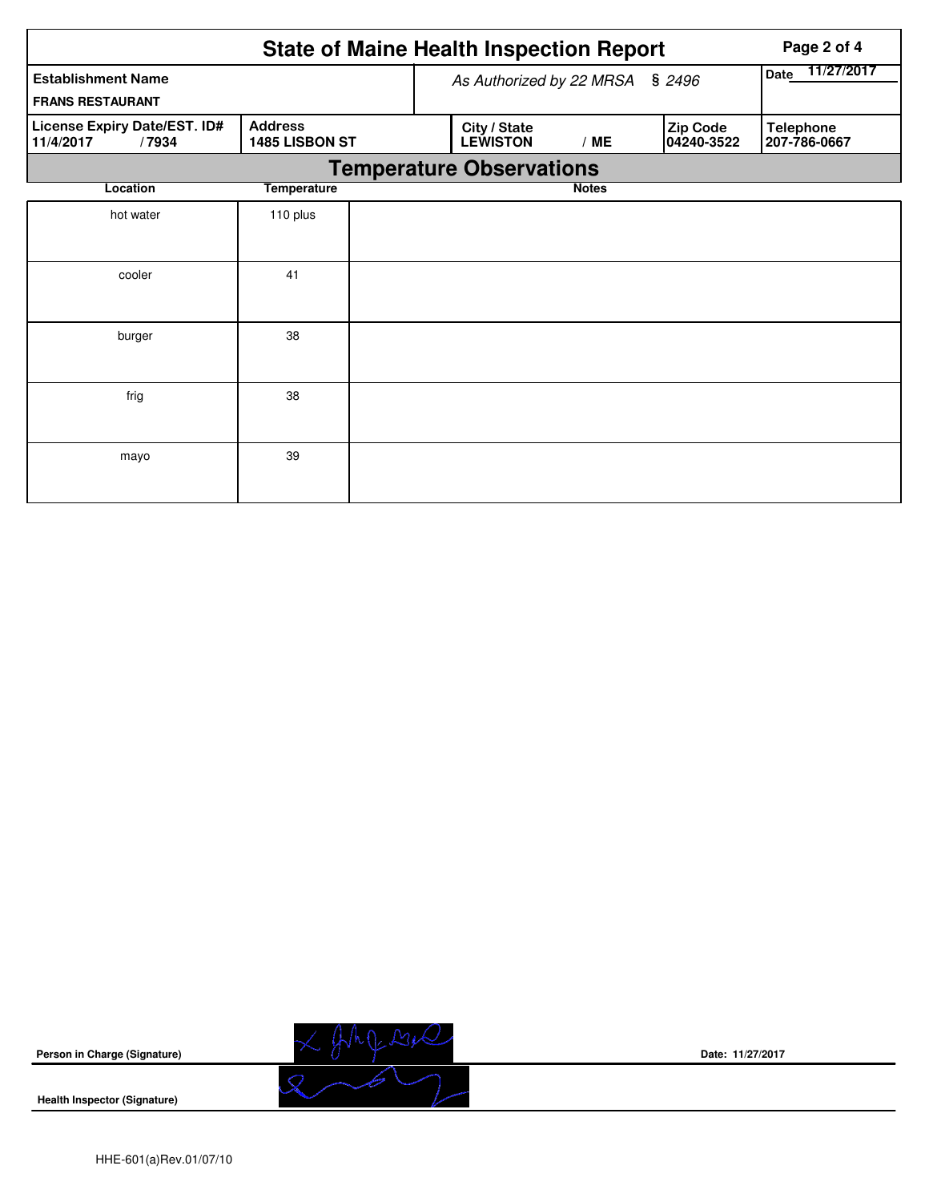# State of Maine Health Inspection Report

| Establishment Name | As Authorized by 22 MRSA § 2496 | | | Date 11/27/2017 |
|---|---|---|---|---|
| FRANS RESTAURANT | | | | |
| **License Expiry Date/EST. ID#** 11/4/2017 / 7934 | **Address** 1485 LISBON ST | **City / State** LEWISTON / ME | **Zip Code** 04240-3522 | **Telephone** 207-786-0667 |

## Temperature Observations

| Location | Temperature | Notes |
|---|---|---|
| hot water | 110 plus | |
| cooler | 41 | |
| burger | 38 | |
| frig | 38 | |
| mayo | 39 | |

**Person in Charge (Signature)** Date: 11/27/2017

**Health Inspector (Signature)**

HHE-601(a)Rev.01/07/10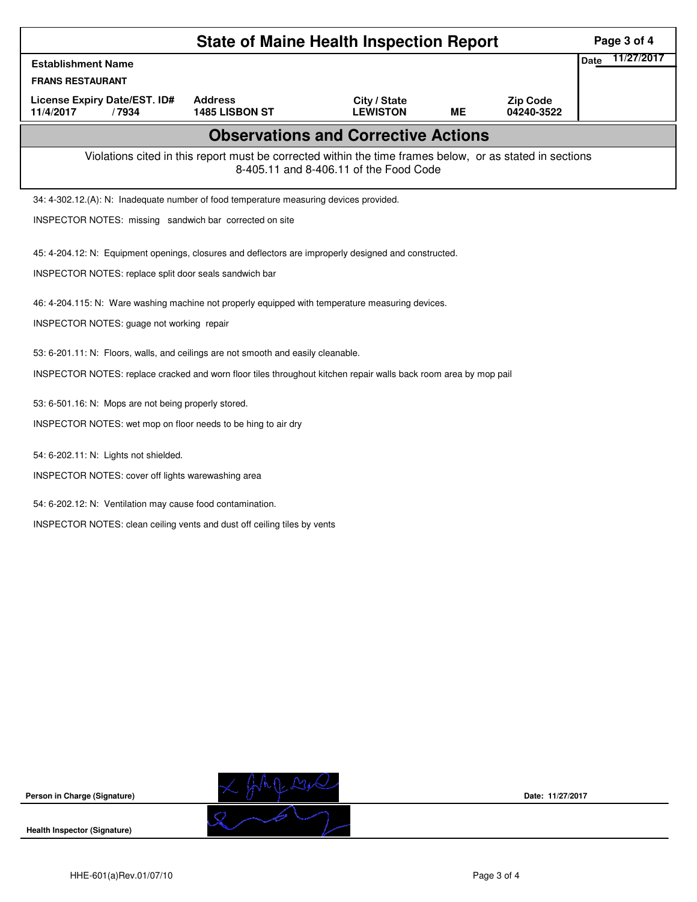# State of Maine Health Inspection Report

| Establishment Name | | | | | Date 11/27/2017 |
|---|---|---|---|---|---|
| FRANS RESTAURANT | | | | | |
| License Expiry Date/EST. ID# | Address | City / State | | Zip Code | |
| 11/4/2017 / 7934 | 1485 LISBON ST | LEWISTON | ME | 04240-3522 | |

## Observations and Corrective Actions

Violations cited in this report must be corrected within the time frames below, or as stated in sections 8-405.11 and 8-406.11 of the Food Code

34: 4-302.12.(A): N: Inadequate number of food temperature measuring devices provided.

INSPECTOR NOTES: missing sandwich bar corrected on site

45: 4-204.12: N: Equipment openings, closures and deflectors are improperly designed and constructed.

INSPECTOR NOTES: replace split door seals sandwich bar

46: 4-204.115: N: Ware washing machine not properly equipped with temperature measuring devices.

INSPECTOR NOTES: guage not working repair

53: 6-201.11: N: Floors, walls, and ceilings are not smooth and easily cleanable.

INSPECTOR NOTES: replace cracked and worn floor tiles throughout kitchen repair walls back room area by mop pail

53: 6-501.16: N: Mops are not being properly stored.

INSPECTOR NOTES: wet mop on floor needs to be hing to air dry

54: 6-202.11: N: Lights not shielded.

INSPECTOR NOTES: cover off lights warewashing area

54: 6-202.12: N: Ventilation may cause food contamination.

INSPECTOR NOTES: clean ceiling vents and dust off ceiling tiles by vents

Person in Charge (Signature) Date: 11/27/2017

Health Inspector (Signature)

HHE-601(a)Rev.01/07/10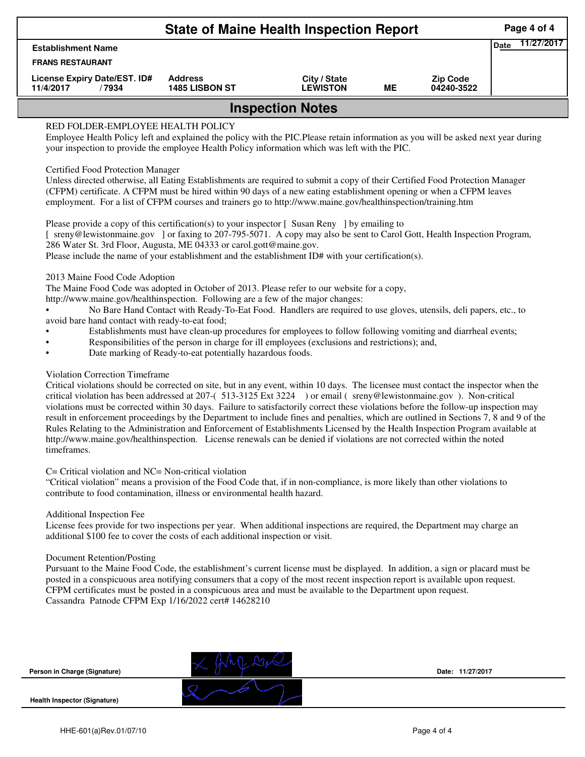# State of Maine Health Inspection Report

| Establishment Name | | | | | Date 11/27/2017 |
|---|---|---|---|---|---|
| FRANS RESTAURANT | | | | | |
| License Expiry Date/EST. ID# | Address | City / State | | Zip Code | |
| 11/4/2017 / 7934 | 1485 LISBON ST | LEWISTON | ME | 04240-3522 | |

## Inspection Notes

RED FOLDER-EMPLOYEE HEALTH POLICY
Employee Health Policy left and explained the policy with the PIC.Please retain information as you will be asked next year during your inspection to provide the employee Health Policy information which was left with the PIC.

Certified Food Protection Manager
Unless directed otherwise, all Eating Establishments are required to submit a copy of their Certified Food Protection Manager (CFPM) certificate. A CFPM must be hired within 90 days of a new eating establishment opening or when a CFPM leaves employment. For a list of CFPM courses and trainers go to http://www.maine.gov/healthinspection/training.htm

Please provide a copy of this certification(s) to your inspector [ Susan Reny ] by emailing to
[ sreny@lewistonmaine.gov ] or faxing to 207-795-5071. A copy may also be sent to Carol Gott, Health Inspection Program, 286 Water St. 3rd Floor, Augusta, ME 04333 or carol.gott@maine.gov.
Please include the name of your establishment and the establishment ID# with your certification(s).

2013 Maine Food Code Adoption
The Maine Food Code was adopted in October of 2013. Please refer to our website for a copy, http://www.maine.gov/healthinspection. Following are a few of the major changes:

- No Bare Hand Contact with Ready-To-Eat Food. Handlers are required to use gloves, utensils, deli papers, etc., to avoid bare hand contact with ready-to-eat food;
- Establishments must have clean-up procedures for employees to follow following vomiting and diarrheal events;
- Responsibilities of the person in charge for ill employees (exclusions and restrictions); and,
- Date marking of Ready-to-eat potentially hazardous foods.

Violation Correction Timeframe
Critical violations should be corrected on site, but in any event, within 10 days. The licensee must contact the inspector when the critical violation has been addressed at 207-( 513-3125 Ext 3224 ) or email ( sreny@lewistonmaine.gov ). Non-critical violations must be corrected within 30 days. Failure to satisfactorily correct these violations before the follow-up inspection may result in enforcement proceedings by the Department to include fines and penalties, which are outlined in Sections 7, 8 and 9 of the Rules Relating to the Administration and Enforcement of Establishments Licensed by the Health Inspection Program available at http://www.maine.gov/healthinspection. License renewals can be denied if violations are not corrected within the noted timeframes.

C= Critical violation and NC= Non-critical violation
"Critical violation" means a provision of the Food Code that, if in non-compliance, is more likely than other violations to contribute to food contamination, illness or environmental health hazard.

Additional Inspection Fee
License fees provide for two inspections per year. When additional inspections are required, the Department may charge an additional $100 fee to cover the costs of each additional inspection or visit.

Document Retention/Posting
Pursuant to the Maine Food Code, the establishment's current license must be displayed. In addition, a sign or placard must be posted in a conspicuous area notifying consumers that a copy of the most recent inspection report is available upon request. CFPM certificates must be posted in a conspicuous area and must be available to the Department upon request.
Cassandra Patnode CFPM Exp 1/16/2022 cert# 14628210

Person in Charge (Signature) Date: 11/27/2017

Health Inspector (Signature)

HHE-601(a)Rev.01/07/10